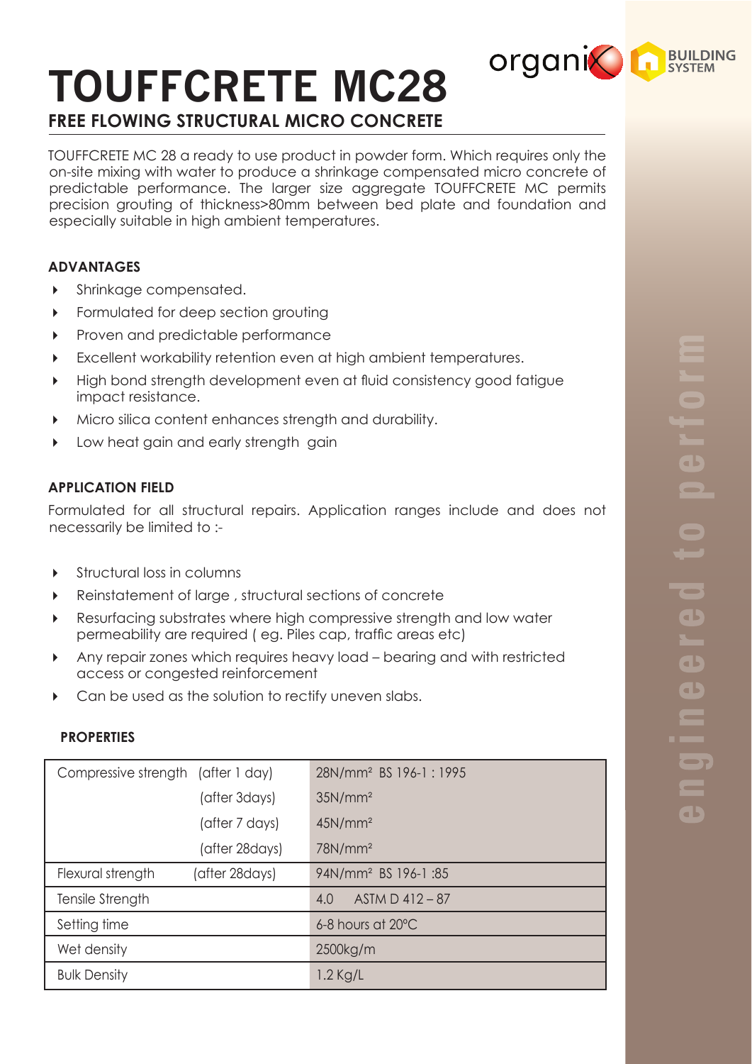# TOUFFCRETE MC28

## FREE FLOWING STRUCTURAL MICRO CONCRETE

TOUFFCRETE MC 28 a ready to use product in powder form. Which requires only the on-site mixing with water to produce a shrinkage compensated micro concrete of predictable performance. The larger size aggregate TOUFFCRETE MC permits precision grouting of thickness>80mm between bed plate and foundation and especially suitable in high ambient temperatures.

### ADVANTAGES

- Shrinkage compensated.
- Formulated for deep section grouting
- Proven and predictable performance
- Excellent workability retention even at high ambient temperatures.
- High bond strength development even at fluid consistency good fatigue impact resistance.
- Micro silica content enhances strength and durability.
- Low heat gain and early strength gain

### APPLICATION FIELD

Formulated for all structural repairs. Application ranges include and does not necessarily be limited to :-

- Structural loss in columns
- Reinstatement of large , structural sections of concrete
- Resurfacing substrates where high compressive strength and low water permeability are required ( eg. Piles cap, traffic areas etc)
- Any repair zones which requires heavy load – bearing and with restricted access or congested reinforcement
- Can be used as the solution to rectify uneven slabs.

### PROPERTIES

| | | |
|---|---|---|
| Compressive strength | (after 1 day) | 28N/mm² BS 196-1 : 1995 |
| | (after 3days) | 35N/mm² |
| | (after 7 days) | 45N/mm² |
| | (after 28days) | 78N/mm² |
| Flexural strength | (after 28days) | 94N/mm² BS 196-1 :85 |
| Tensile Strength | | 4.0 ASTM D 412 – 87 |
| Setting time | | 6-8 hours at 20°C |
| Wet density | | 2500kg/m |
| Bulk Density | | 1.2 Kg/L |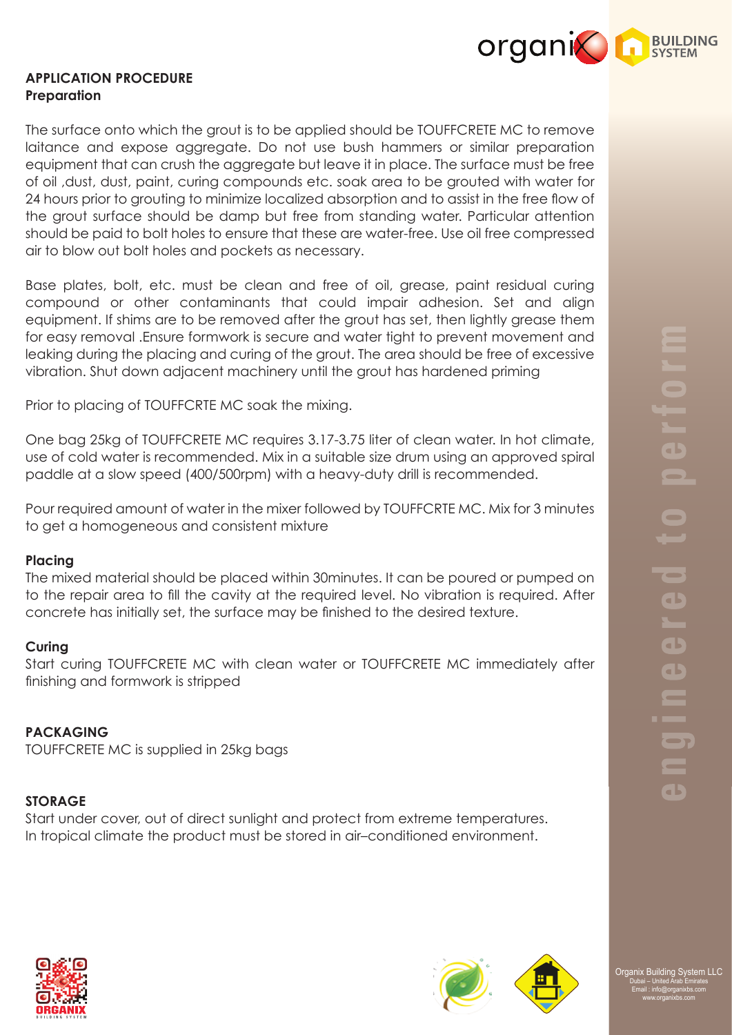## APPLICATION PROCEDURE

### Preparation

The surface onto which the grout is to be applied should be TOUFFCRETE MC to remove laitance and expose aggregate. Do not use bush hammers or similar preparation equipment that can crush the aggregate but leave it in place. The surface must be free of oil ,dust, dust, paint, curing compounds etc. soak area to be grouted with water for 24 hours prior to grouting to minimize localized absorption and to assist in the free flow of the grout surface should be damp but free from standing water. Particular attention should be paid to bolt holes to ensure that these are water-free. Use oil free compressed air to blow out bolt holes and pockets as necessary.

Base plates, bolt, etc. must be clean and free of oil, grease, paint residual curing compound or other contaminants that could impair adhesion. Set and align equipment. If shims are to be removed after the grout has set, then lightly grease them for easy removal .Ensure formwork is secure and water tight to prevent movement and leaking during the placing and curing of the grout. The area should be free of excessive vibration. Shut down adjacent machinery until the grout has hardened priming

Prior to placing of TOUFFCRTE MC soak the mixing.

One bag 25kg of TOUFFCRETE MC requires 3.17-3.75 liter of clean water. In hot climate, use of cold water is recommended. Mix in a suitable size drum using an approved spiral paddle at a slow speed (400/500rpm) with a heavy-duty drill is recommended.

Pour required amount of water in the mixer followed by TOUFFCRTE MC. Mix for 3 minutes to get a homogeneous and consistent mixture

### Placing

The mixed material should be placed within 30minutes. It can be poured or pumped on to the repair area to fill the cavity at the required level. No vibration is required. After concrete has initially set, the surface may be finished to the desired texture.

### Curing

Start curing TOUFFCRETE MC with clean water or TOUFFCRETE MC immediately after finishing and formwork is stripped

## PACKAGING

TOUFFCRETE MC is supplied in 25kg bags

## STORAGE

Start under cover, out of direct sunlight and protect from extreme temperatures.
In tropical climate the product must be stored in air–conditioned environment.